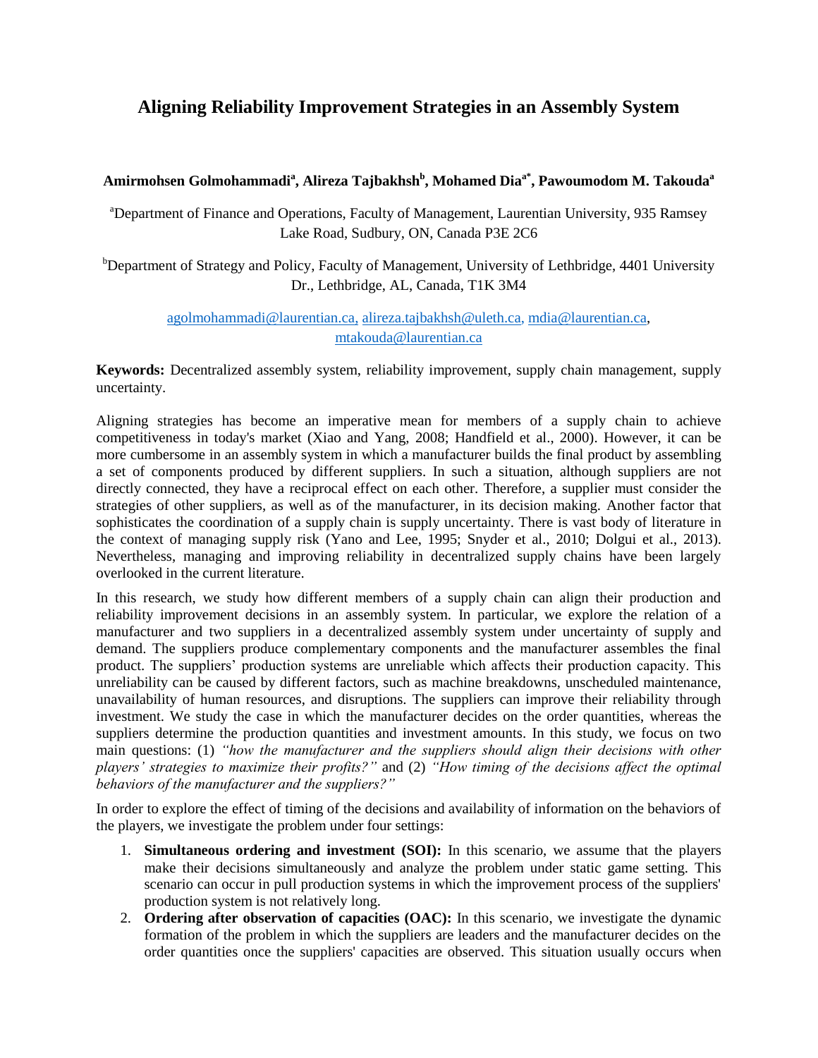# Aligning Reliability Improvement Strategies in an Assembly System

**Amirmohsen Golmohammadi[a], Alireza Tajbakhsh[b], Mohamed Dia[a*], Pawoumodom M. Takouda[a]**

[a]Department of Finance and Operations, Faculty of Management, Laurentian University, 935 Ramsey Lake Road, Sudbury, ON, Canada P3E 2C6

[b]Department of Strategy and Policy, Faculty of Management, University of Lethbridge, 4401 University Dr., Lethbridge, AL, Canada, T1K 3M4

agolmohammadi@laurentian.ca, alireza.tajbakhsh@uleth.ca, mdia@laurentian.ca, mtakouda@laurentian.ca

**Keywords:** Decentralized assembly system, reliability improvement, supply chain management, supply uncertainty.

Aligning strategies has become an imperative mean for members of a supply chain to achieve competitiveness in today's market (Xiao and Yang, 2008; Handfield et al., 2000). However, it can be more cumbersome in an assembly system in which a manufacturer builds the final product by assembling a set of components produced by different suppliers. In such a situation, although suppliers are not directly connected, they have a reciprocal effect on each other. Therefore, a supplier must consider the strategies of other suppliers, as well as of the manufacturer, in its decision making. Another factor that sophisticates the coordination of a supply chain is supply uncertainty. There is vast body of literature in the context of managing supply risk (Yano and Lee, 1995; Snyder et al., 2010; Dolgui et al., 2013). Nevertheless, managing and improving reliability in decentralized supply chains have been largely overlooked in the current literature.

In this research, we study how different members of a supply chain can align their production and reliability improvement decisions in an assembly system. In particular, we explore the relation of a manufacturer and two suppliers in a decentralized assembly system under uncertainty of supply and demand. The suppliers produce complementary components and the manufacturer assembles the final product. The suppliers' production systems are unreliable which affects their production capacity. This unreliability can be caused by different factors, such as machine breakdowns, unscheduled maintenance, unavailability of human resources, and disruptions. The suppliers can improve their reliability through investment. We study the case in which the manufacturer decides on the order quantities, whereas the suppliers determine the production quantities and investment amounts. In this study, we focus on two main questions: (1) *"how the manufacturer and the suppliers should align their decisions with other players' strategies to maximize their profits?"* and (2) *"How timing of the decisions affect the optimal behaviors of the manufacturer and the suppliers?"*

In order to explore the effect of timing of the decisions and availability of information on the behaviors of the players, we investigate the problem under four settings:

1. **Simultaneous ordering and investment (SOI):** In this scenario, we assume that the players make their decisions simultaneously and analyze the problem under static game setting. This scenario can occur in pull production systems in which the improvement process of the suppliers' production system is not relatively long.
2. **Ordering after observation of capacities (OAC):** In this scenario, we investigate the dynamic formation of the problem in which the suppliers are leaders and the manufacturer decides on the order quantities once the suppliers' capacities are observed. This situation usually occurs when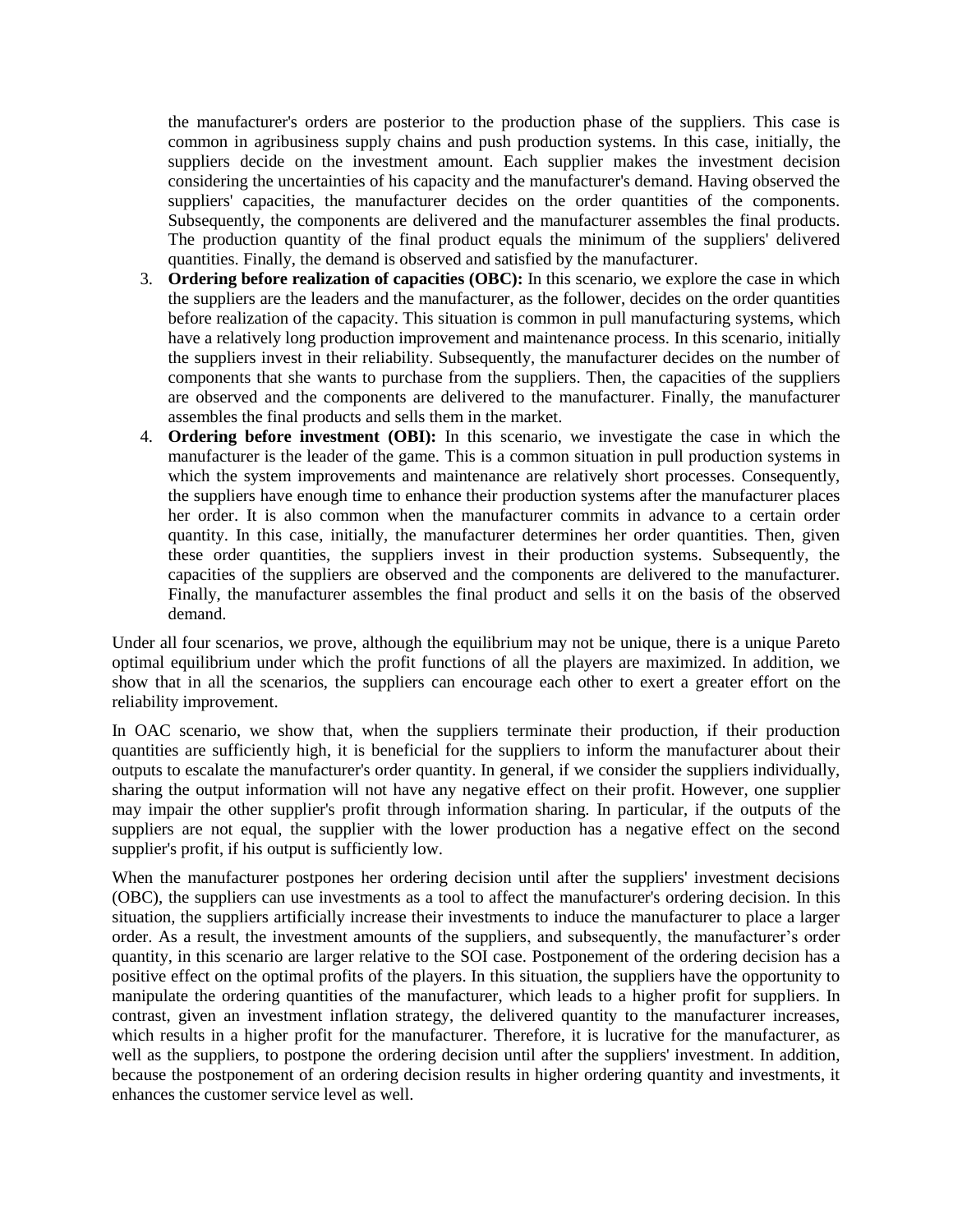the manufacturer's orders are posterior to the production phase of the suppliers. This case is common in agribusiness supply chains and push production systems. In this case, initially, the suppliers decide on the investment amount. Each supplier makes the investment decision considering the uncertainties of his capacity and the manufacturer's demand. Having observed the suppliers' capacities, the manufacturer decides on the order quantities of the components. Subsequently, the components are delivered and the manufacturer assembles the final products. The production quantity of the final product equals the minimum of the suppliers' delivered quantities. Finally, the demand is observed and satisfied by the manufacturer.

3. **Ordering before realization of capacities (OBC):** In this scenario, we explore the case in which the suppliers are the leaders and the manufacturer, as the follower, decides on the order quantities before realization of the capacity. This situation is common in pull manufacturing systems, which have a relatively long production improvement and maintenance process. In this scenario, initially the suppliers invest in their reliability. Subsequently, the manufacturer decides on the number of components that she wants to purchase from the suppliers. Then, the capacities of the suppliers are observed and the components are delivered to the manufacturer. Finally, the manufacturer assembles the final products and sells them in the market.
4. **Ordering before investment (OBI):** In this scenario, we investigate the case in which the manufacturer is the leader of the game. This is a common situation in pull production systems in which the system improvements and maintenance are relatively short processes. Consequently, the suppliers have enough time to enhance their production systems after the manufacturer places her order. It is also common when the manufacturer commits in advance to a certain order quantity. In this case, initially, the manufacturer determines her order quantities. Then, given these order quantities, the suppliers invest in their production systems. Subsequently, the capacities of the suppliers are observed and the components are delivered to the manufacturer. Finally, the manufacturer assembles the final product and sells it on the basis of the observed demand.

Under all four scenarios, we prove, although the equilibrium may not be unique, there is a unique Pareto optimal equilibrium under which the profit functions of all the players are maximized. In addition, we show that in all the scenarios, the suppliers can encourage each other to exert a greater effort on the reliability improvement.

In OAC scenario, we show that, when the suppliers terminate their production, if their production quantities are sufficiently high, it is beneficial for the suppliers to inform the manufacturer about their outputs to escalate the manufacturer's order quantity. In general, if we consider the suppliers individually, sharing the output information will not have any negative effect on their profit. However, one supplier may impair the other supplier's profit through information sharing. In particular, if the outputs of the suppliers are not equal, the supplier with the lower production has a negative effect on the second supplier's profit, if his output is sufficiently low.

When the manufacturer postpones her ordering decision until after the suppliers' investment decisions (OBC), the suppliers can use investments as a tool to affect the manufacturer's ordering decision. In this situation, the suppliers artificially increase their investments to induce the manufacturer to place a larger order. As a result, the investment amounts of the suppliers, and subsequently, the manufacturer's order quantity, in this scenario are larger relative to the SOI case. Postponement of the ordering decision has a positive effect on the optimal profits of the players. In this situation, the suppliers have the opportunity to manipulate the ordering quantities of the manufacturer, which leads to a higher profit for suppliers. In contrast, given an investment inflation strategy, the delivered quantity to the manufacturer increases, which results in a higher profit for the manufacturer. Therefore, it is lucrative for the manufacturer, as well as the suppliers, to postpone the ordering decision until after the suppliers' investment. In addition, because the postponement of an ordering decision results in higher ordering quantity and investments, it enhances the customer service level as well.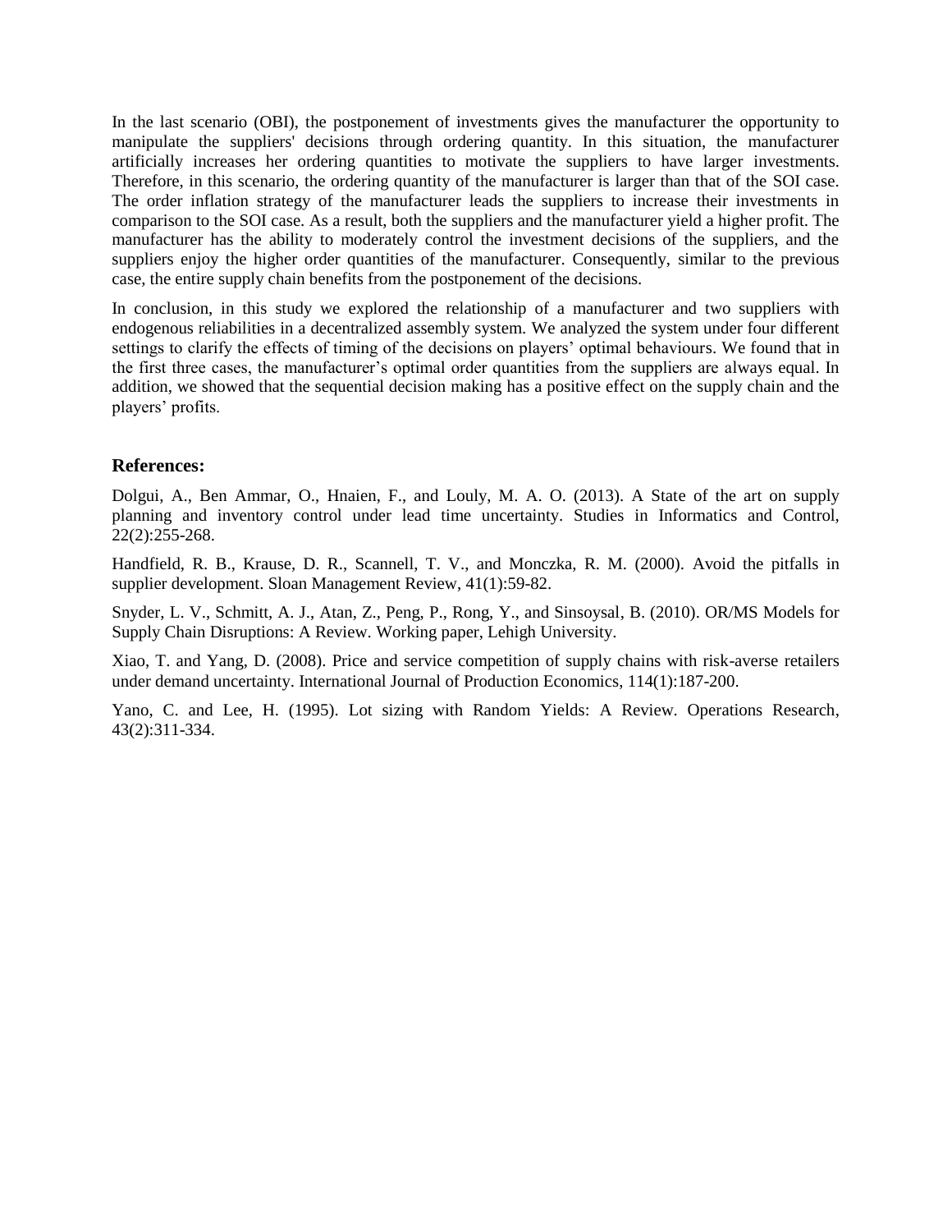In the last scenario (OBI), the postponement of investments gives the manufacturer the opportunity to manipulate the suppliers' decisions through ordering quantity. In this situation, the manufacturer artificially increases her ordering quantities to motivate the suppliers to have larger investments. Therefore, in this scenario, the ordering quantity of the manufacturer is larger than that of the SOI case. The order inflation strategy of the manufacturer leads the suppliers to increase their investments in comparison to the SOI case. As a result, both the suppliers and the manufacturer yield a higher profit. The manufacturer has the ability to moderately control the investment decisions of the suppliers, and the suppliers enjoy the higher order quantities of the manufacturer. Consequently, similar to the previous case, the entire supply chain benefits from the postponement of the decisions.

In conclusion, in this study we explored the relationship of a manufacturer and two suppliers with endogenous reliabilities in a decentralized assembly system. We analyzed the system under four different settings to clarify the effects of timing of the decisions on players' optimal behaviours. We found that in the first three cases, the manufacturer's optimal order quantities from the suppliers are always equal. In addition, we showed that the sequential decision making has a positive effect on the supply chain and the players' profits.

### References:

Dolgui, A., Ben Ammar, O., Hnaien, F., and Louly, M. A. O. (2013). A State of the art on supply planning and inventory control under lead time uncertainty. Studies in Informatics and Control, 22(2):255-268.

Handfield, R. B., Krause, D. R., Scannell, T. V., and Monczka, R. M. (2000). Avoid the pitfalls in supplier development. Sloan Management Review, 41(1):59-82.

Snyder, L. V., Schmitt, A. J., Atan, Z., Peng, P., Rong, Y., and Sinsoysal, B. (2010). OR/MS Models for Supply Chain Disruptions: A Review. Working paper, Lehigh University.

Xiao, T. and Yang, D. (2008). Price and service competition of supply chains with risk-averse retailers under demand uncertainty. International Journal of Production Economics, 114(1):187-200.

Yano, C. and Lee, H. (1995). Lot sizing with Random Yields: A Review. Operations Research, 43(2):311-334.